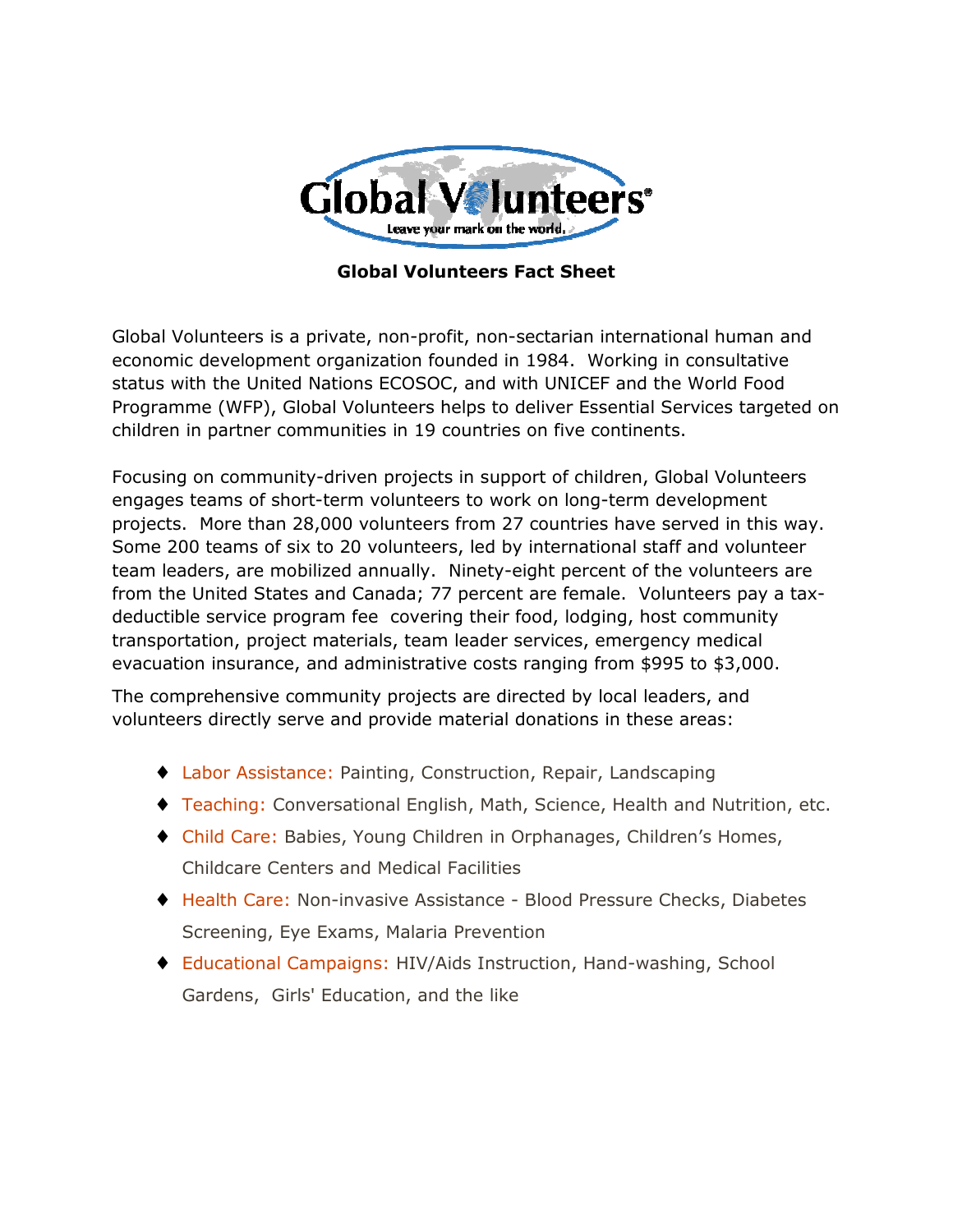Global Volunteers®

Leave your mark on the world.

**Global Volunteers Fact Sheet**

Global Volunteers is a private, non-profit, non-sectarian international human and economic development organization founded in 1984. Working in consultative status with the United Nations ECOSOC, and with UNICEF and the World Food Programme (WFP), Global Volunteers helps to deliver Essential Services targeted on children in partner communities in 19 countries on five continents.

Focusing on community-driven projects in support of children, Global Volunteers engages teams of short-term volunteers to work on long-term development projects. More than 28,000 volunteers from 27 countries have served in this way. Some 200 teams of six to 20 volunteers, led by international staff and volunteer team leaders, are mobilized annually. Ninety-eight percent of the volunteers are from the United States and Canada; 77 percent are female. Volunteers pay a tax-deductible service program fee covering their food, lodging, host community transportation, project materials, team leader services, emergency medical evacuation insurance, and administrative costs ranging from $995 to $3,000.

The comprehensive community projects are directed by local leaders, and volunteers directly serve and provide material donations in these areas:

- Labor Assistance: Painting, Construction, Repair, Landscaping
- Teaching: Conversational English, Math, Science, Health and Nutrition, etc.
- Child Care: Babies, Young Children in Orphanages, Children's Homes, Childcare Centers and Medical Facilities
- Health Care: Non-invasive Assistance - Blood Pressure Checks, Diabetes Screening, Eye Exams, Malaria Prevention
- Educational Campaigns: HIV/Aids Instruction, Hand-washing, School Gardens, Girls' Education, and the like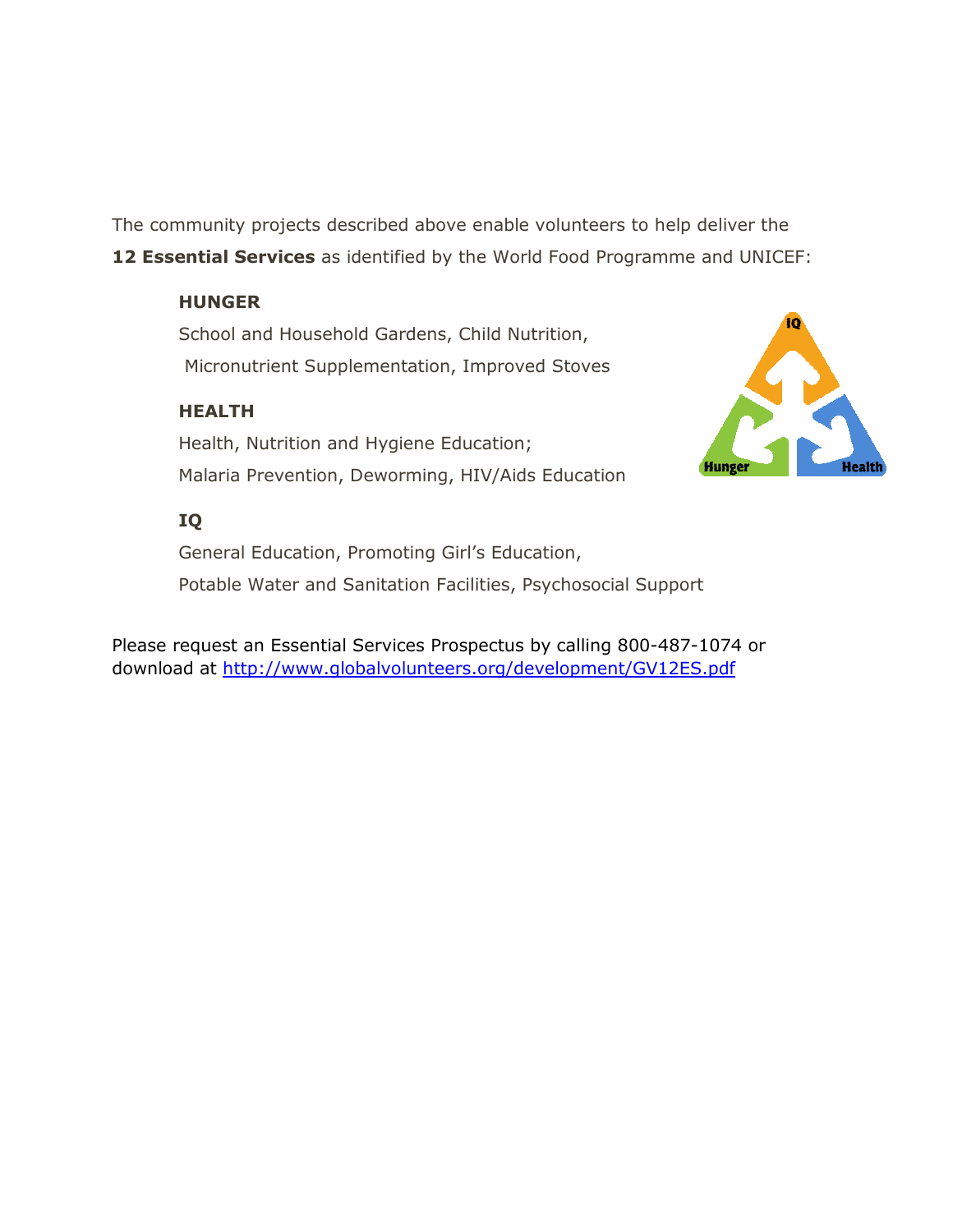The community projects described above enable volunteers to help deliver the **12 Essential Services** as identified by the World Food Programme and UNICEF:

**HUNGER**

School and Household Gardens, Child Nutrition, Micronutrient Supplementation, Improved Stoves

**HEALTH**

Health, Nutrition and Hygiene Education; Malaria Prevention, Deworming, HIV/Aids Education

**IQ**

General Education, Promoting Girl's Education, Potable Water and Sanitation Facilities, Psychosocial Support

IQ

Hunger

Health

Please request an Essential Services Prospectus by calling 800-487-1074 or download at http://www.globalvolunteers.org/development/GV12ES.pdf